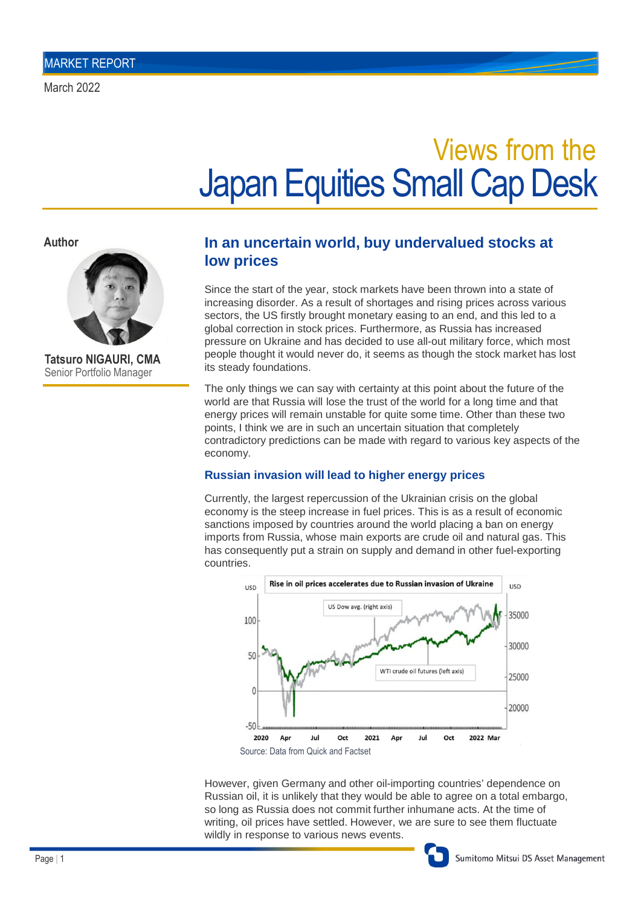MARKET REPORT

March 2022

# Views from the Japan Equities Small Cap Desk

**Author**

**Tatsuro NIGAURI, CMA**
Senior Portfolio Manager

## In an uncertain world, buy undervalued stocks at low prices

Since the start of the year, stock markets have been thrown into a state of increasing disorder. As a result of shortages and rising prices across various sectors, the US firstly brought monetary easing to an end, and this led to a global correction in stock prices. Furthermore, as Russia has increased pressure on Ukraine and has decided to use all-out military force, which most people thought it would never do, it seems as though the stock market has lost its steady foundations.

The only things we can say with certainty at this point about the future of the world are that Russia will lose the trust of the world for a long time and that energy prices will remain unstable for quite some time. Other than these two points, I think we are in such an uncertain situation that completely contradictory predictions can be made with regard to various key aspects of the economy.

### Russian invasion will lead to higher energy prices

Currently, the largest repercussion of the Ukrainian crisis on the global economy is the steep increase in fuel prices. This is as a result of economic sanctions imposed by countries around the world placing a ban on energy imports from Russia, whose main exports are crude oil and natural gas. This has consequently put a strain on supply and demand in other fuel-exporting countries.

Rise in oil prices accelerates due to Russian invasion of Ukraine

Source: Data from Quick and Factset

However, given Germany and other oil-importing countries' dependence on Russian oil, it is unlikely that they would be able to agree on a total embargo, so long as Russia does not commit further inhumane acts. At the time of writing, oil prices have settled. However, we are sure to see them fluctuate wildly in response to various news events.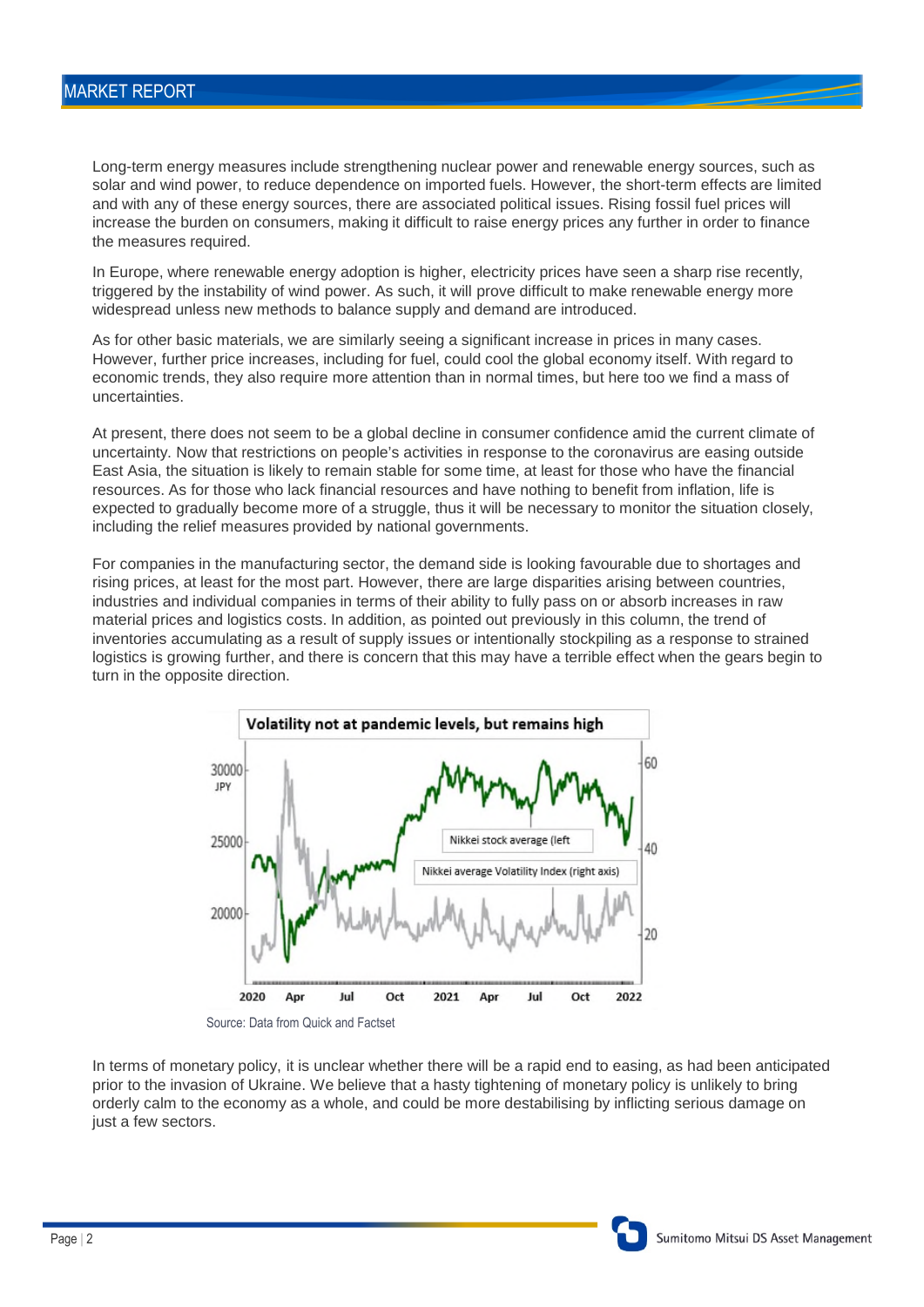Long-term energy measures include strengthening nuclear power and renewable energy sources, such as solar and wind power, to reduce dependence on imported fuels. However, the short-term effects are limited and with any of these energy sources, there are associated political issues. Rising fossil fuel prices will increase the burden on consumers, making it difficult to raise energy prices any further in order to finance the measures required.

In Europe, where renewable energy adoption is higher, electricity prices have seen a sharp rise recently, triggered by the instability of wind power. As such, it will prove difficult to make renewable energy more widespread unless new methods to balance supply and demand are introduced.

As for other basic materials, we are similarly seeing a significant increase in prices in many cases. However, further price increases, including for fuel, could cool the global economy itself. With regard to economic trends, they also require more attention than in normal times, but here too we find a mass of uncertainties.

At present, there does not seem to be a global decline in consumer confidence amid the current climate of uncertainty. Now that restrictions on people's activities in response to the coronavirus are easing outside East Asia, the situation is likely to remain stable for some time, at least for those who have the financial resources. As for those who lack financial resources and have nothing to benefit from inflation, life is expected to gradually become more of a struggle, thus it will be necessary to monitor the situation closely, including the relief measures provided by national governments.

For companies in the manufacturing sector, the demand side is looking favourable due to shortages and rising prices, at least for the most part. However, there are large disparities arising between countries, industries and individual companies in terms of their ability to fully pass on or absorb increases in raw material prices and logistics costs. In addition, as pointed out previously in this column, the trend of inventories accumulating as a result of supply issues or intentionally stockpiling as a response to strained logistics is growing further, and there is concern that this may have a terrible effect when the gears begin to turn in the opposite direction.

**Volatility not at pandemic levels, but remains high**

Source: Data from Quick and Factset

In terms of monetary policy, it is unclear whether there will be a rapid end to easing, as had been anticipated prior to the invasion of Ukraine. We believe that a hasty tightening of monetary policy is unlikely to bring orderly calm to the economy as a whole, and could be more destabilising by inflicting serious damage on just a few sectors.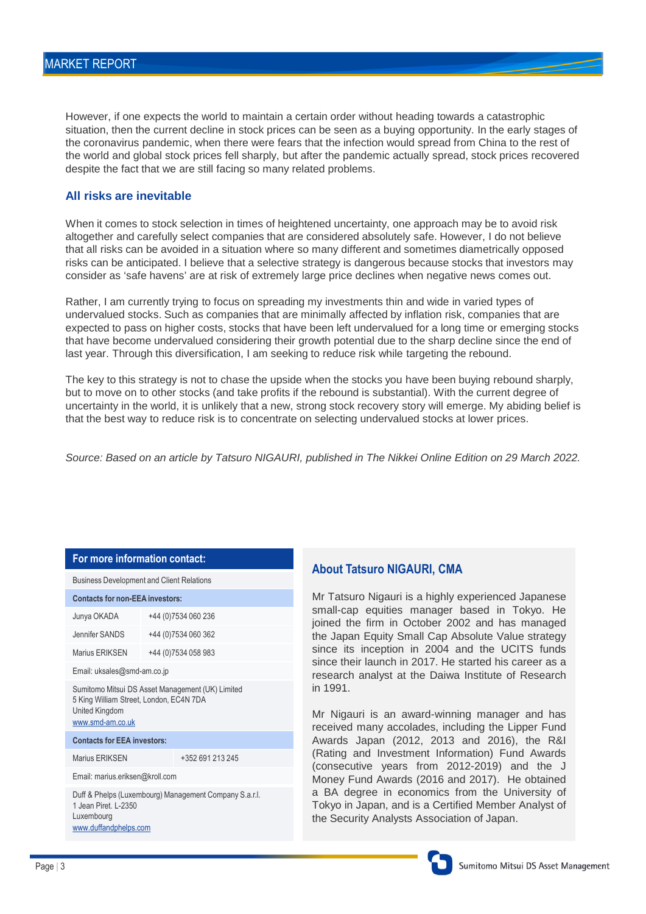However, if one expects the world to maintain a certain order without heading towards a catastrophic situation, then the current decline in stock prices can be seen as a buying opportunity. In the early stages of the coronavirus pandemic, when there were fears that the infection would spread from China to the rest of the world and global stock prices fell sharply, but after the pandemic actually spread, stock prices recovered despite the fact that we are still facing so many related problems.

### All risks are inevitable

When it comes to stock selection in times of heightened uncertainty, one approach may be to avoid risk altogether and carefully select companies that are considered absolutely safe. However, I do not believe that all risks can be avoided in a situation where so many different and sometimes diametrically opposed risks can be anticipated. I believe that a selective strategy is dangerous because stocks that investors may consider as 'safe havens' are at risk of extremely large price declines when negative news comes out.

Rather, I am currently trying to focus on spreading my investments thin and wide in varied types of undervalued stocks. Such as companies that are minimally affected by inflation risk, companies that are expected to pass on higher costs, stocks that have been left undervalued for a long time or emerging stocks that have become undervalued considering their growth potential due to the sharp decline since the end of last year. Through this diversification, I am seeking to reduce risk while targeting the rebound.

The key to this strategy is not to chase the upside when the stocks you have been buying rebound sharply, but to move on to other stocks (and take profits if the rebound is substantial). With the current degree of uncertainty in the world, it is unlikely that a new, strong stock recovery story will emerge. My abiding belief is that the best way to reduce risk is to concentrate on selecting undervalued stocks at lower prices.

*Source: Based on an article by Tatsuro NIGAURI, published in The Nikkei Online Edition on 29 March 2022.*

| For more information contact: | |
|---|---|
| Business Development and Client Relations | |
| **Contacts for non-EEA investors:** | |
| Junya OKADA | +44 (0)7534 060 236 |
| Jennifer SANDS | +44 (0)7534 060 362 |
| Marius ERIKSEN | +44 (0)7534 058 983 |
| Email: uksales@smd-am.co.jp | |
| Sumitomo Mitsui DS Asset Management (UK) Limited<br>5 King William Street, London, EC4N 7DA<br>United Kingdom<br>www.smd-am.co.uk | |
| **Contacts for EEA investors:** | |
| Marius ERIKSEN | +352 691 213 245 |
| Email: marius.eriksen@kroll.com | |
| Duff & Phelps (Luxembourg) Management Company S.a.r.l.<br>1 Jean Piret. L-2350<br>Luxembourg<br>www.duffandphelps.com | |

### About Tatsuro NIGAURI, CMA

Mr Tatsuro Nigauri is a highly experienced Japanese small-cap equities manager based in Tokyo. He joined the firm in October 2002 and has managed the Japan Equity Small Cap Absolute Value strategy since its inception in 2004 and the UCITS funds since their launch in 2017. He started his career as a research analyst at the Daiwa Institute of Research in 1991.

Mr Nigauri is an award-winning manager and has received many accolades, including the Lipper Fund Awards Japan (2012, 2013 and 2016), the R&I (Rating and Investment Information) Fund Awards (consecutive years from 2012-2019) and the J Money Fund Awards (2016 and 2017). He obtained a BA degree in economics from the University of Tokyo in Japan, and is a Certified Member Analyst of the Security Analysts Association of Japan.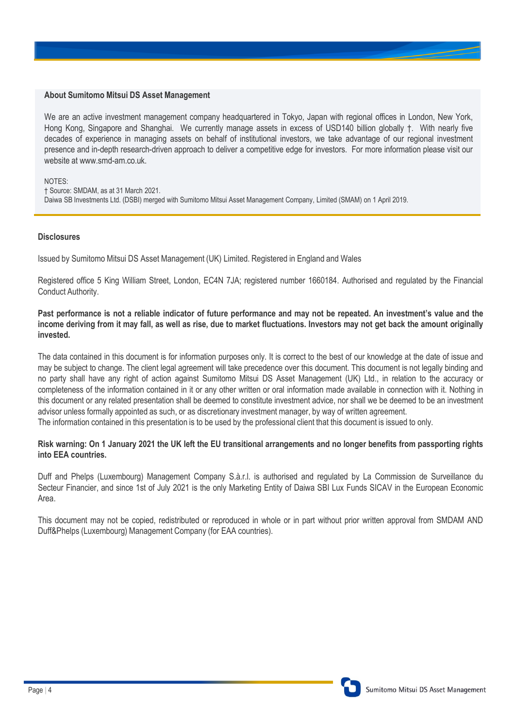### About Sumitomo Mitsui DS Asset Management

We are an active investment management company headquartered in Tokyo, Japan with regional offices in London, New York, Hong Kong, Singapore and Shanghai. We currently manage assets in excess of USD140 billion globally †. With nearly five decades of experience in managing assets on behalf of institutional investors, we take advantage of our regional investment presence and in-depth research-driven approach to deliver a competitive edge for investors. For more information please visit our website at www.smd-am.co.uk.

NOTES:
† Source: SMDAM, as at 31 March 2021.
Daiwa SB Investments Ltd. (DSBI) merged with Sumitomo Mitsui Asset Management Company, Limited (SMAM) on 1 April 2019.

### Disclosures

Issued by Sumitomo Mitsui DS Asset Management (UK) Limited. Registered in England and Wales

Registered office 5 King William Street, London, EC4N 7JA; registered number 1660184. Authorised and regulated by the Financial Conduct Authority.

**Past performance is not a reliable indicator of future performance and may not be repeated. An investment's value and the income deriving from it may fall, as well as rise, due to market fluctuations. Investors may not get back the amount originally invested.**

The data contained in this document is for information purposes only. It is correct to the best of our knowledge at the date of issue and may be subject to change. The client legal agreement will take precedence over this document. This document is not legally binding and no party shall have any right of action against Sumitomo Mitsui DS Asset Management (UK) Ltd., in relation to the accuracy or completeness of the information contained in it or any other written or oral information made available in connection with it. Nothing in this document or any related presentation shall be deemed to constitute investment advice, nor shall we be deemed to be an investment advisor unless formally appointed as such, or as discretionary investment manager, by way of written agreement.
The information contained in this presentation is to be used by the professional client that this document is issued to only.

**Risk warning: On 1 January 2021 the UK left the EU transitional arrangements and no longer benefits from passporting rights into EEA countries.**

Duff and Phelps (Luxembourg) Management Company S.à.r.l. is authorised and regulated by La Commission de Surveillance du Secteur Financier, and since 1st of July 2021 is the only Marketing Entity of Daiwa SBI Lux Funds SICAV in the European Economic Area.

This document may not be copied, redistributed or reproduced in whole or in part without prior written approval from SMDAM AND Duff&Phelps (Luxembourg) Management Company (for EAA countries).